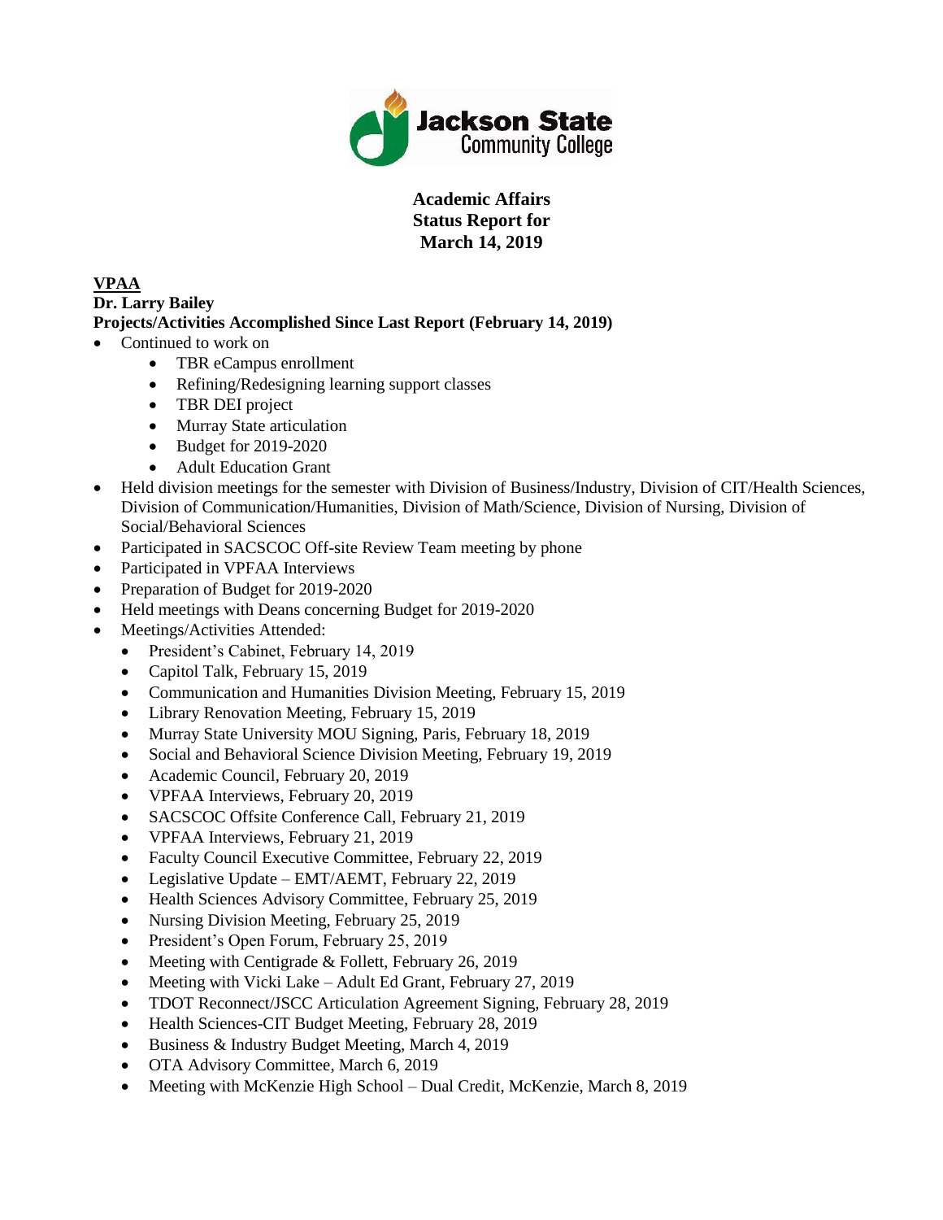# Academic Affairs Status Report for March 14, 2019

## VPAA

**Dr. Larry Bailey**

**Projects/Activities Accomplished Since Last Report (February 14, 2019)**

- Continued to work on
  - TBR eCampus enrollment
  - Refining/Redesigning learning support classes
  - TBR DEI project
  - Murray State articulation
  - Budget for 2019-2020
  - Adult Education Grant
- Held division meetings for the semester with Division of Business/Industry, Division of CIT/Health Sciences, Division of Communication/Humanities, Division of Math/Science, Division of Nursing, Division of Social/Behavioral Sciences
- Participated in SACSCOC Off-site Review Team meeting by phone
- Participated in VPFAA Interviews
- Preparation of Budget for 2019-2020
- Held meetings with Deans concerning Budget for 2019-2020
- Meetings/Activities Attended:
  - President's Cabinet, February 14, 2019
  - Capitol Talk, February 15, 2019
  - Communication and Humanities Division Meeting, February 15, 2019
  - Library Renovation Meeting, February 15, 2019
  - Murray State University MOU Signing, Paris, February 18, 2019
  - Social and Behavioral Science Division Meeting, February 19, 2019
  - Academic Council, February 20, 2019
  - VPFAA Interviews, February 20, 2019
  - SACSCOC Offsite Conference Call, February 21, 2019
  - VPFAA Interviews, February 21, 2019
  - Faculty Council Executive Committee, February 22, 2019
  - Legislative Update – EMT/AEMT, February 22, 2019
  - Health Sciences Advisory Committee, February 25, 2019
  - Nursing Division Meeting, February 25, 2019
  - President's Open Forum, February 25, 2019
  - Meeting with Centigrade & Follett, February 26, 2019
  - Meeting with Vicki Lake – Adult Ed Grant, February 27, 2019
  - TDOT Reconnect/JSCC Articulation Agreement Signing, February 28, 2019
  - Health Sciences-CIT Budget Meeting, February 28, 2019
  - Business & Industry Budget Meeting, March 4, 2019
  - OTA Advisory Committee, March 6, 2019
  - Meeting with McKenzie High School – Dual Credit, McKenzie, March 8, 2019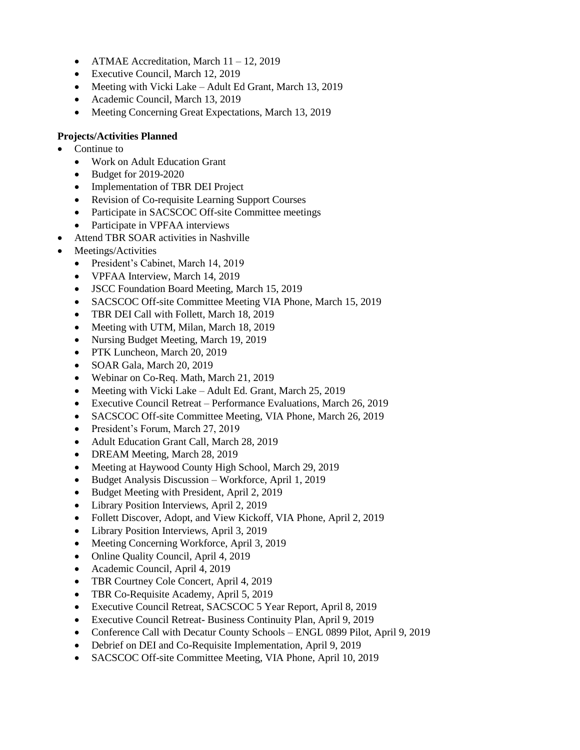- ATMAE Accreditation, March 11 – 12, 2019
- Executive Council, March 12, 2019
- Meeting with Vicki Lake – Adult Ed Grant, March 13, 2019
- Academic Council, March 13, 2019
- Meeting Concerning Great Expectations, March 13, 2019

**Projects/Activities Planned**

- Continue to
  - Work on Adult Education Grant
  - Budget for 2019-2020
  - Implementation of TBR DEI Project
  - Revision of Co-requisite Learning Support Courses
  - Participate in SACSCOC Off-site Committee meetings
  - Participate in VPFAA interviews
- Attend TBR SOAR activities in Nashville
- Meetings/Activities
  - President's Cabinet, March 14, 2019
  - VPFAA Interview, March 14, 2019
  - JSCC Foundation Board Meeting, March 15, 2019
  - SACSCOC Off-site Committee Meeting VIA Phone, March 15, 2019
  - TBR DEI Call with Follett, March 18, 2019
  - Meeting with UTM, Milan, March 18, 2019
  - Nursing Budget Meeting, March 19, 2019
  - PTK Luncheon, March 20, 2019
  - SOAR Gala, March 20, 2019
  - Webinar on Co-Req. Math, March 21, 2019
  - Meeting with Vicki Lake – Adult Ed. Grant, March 25, 2019
  - Executive Council Retreat – Performance Evaluations, March 26, 2019
  - SACSCOC Off-site Committee Meeting, VIA Phone, March 26, 2019
  - President's Forum, March 27, 2019
  - Adult Education Grant Call, March 28, 2019
  - DREAM Meeting, March 28, 2019
  - Meeting at Haywood County High School, March 29, 2019
  - Budget Analysis Discussion – Workforce, April 1, 2019
  - Budget Meeting with President, April 2, 2019
  - Library Position Interviews, April 2, 2019
  - Follett Discover, Adopt, and View Kickoff, VIA Phone, April 2, 2019
  - Library Position Interviews, April 3, 2019
  - Meeting Concerning Workforce, April 3, 2019
  - Online Quality Council, April 4, 2019
  - Academic Council, April 4, 2019
  - TBR Courtney Cole Concert, April 4, 2019
  - TBR Co-Requisite Academy, April 5, 2019
  - Executive Council Retreat, SACSCOC 5 Year Report, April 8, 2019
  - Executive Council Retreat- Business Continuity Plan, April 9, 2019
  - Conference Call with Decatur County Schools – ENGL 0899 Pilot, April 9, 2019
  - Debrief on DEI and Co-Requisite Implementation, April 9, 2019
  - SACSCOC Off-site Committee Meeting, VIA Phone, April 10, 2019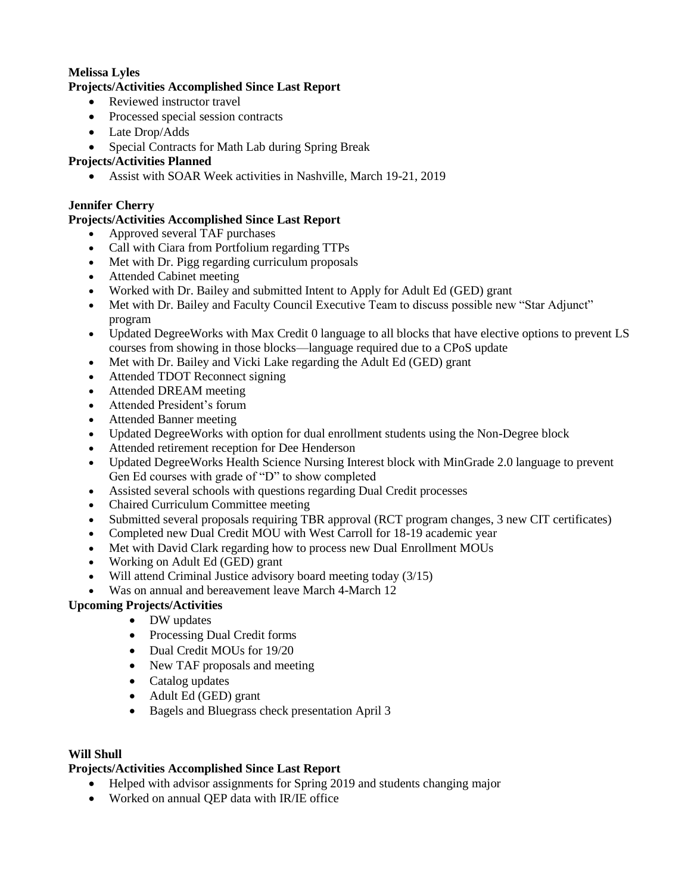**Melissa Lyles**

**Projects/Activities Accomplished Since Last Report**

- Reviewed instructor travel
- Processed special session contracts
- Late Drop/Adds
- Special Contracts for Math Lab during Spring Break

**Projects/Activities Planned**

- Assist with SOAR Week activities in Nashville, March 19-21, 2019

**Jennifer Cherry**

**Projects/Activities Accomplished Since Last Report**

- Approved several TAF purchases
- Call with Ciara from Portfolium regarding TTPs
- Met with Dr. Pigg regarding curriculum proposals
- Attended Cabinet meeting
- Worked with Dr. Bailey and submitted Intent to Apply for Adult Ed (GED) grant
- Met with Dr. Bailey and Faculty Council Executive Team to discuss possible new "Star Adjunct" program
- Updated DegreeWorks with Max Credit 0 language to all blocks that have elective options to prevent LS courses from showing in those blocks—language required due to a CPoS update
- Met with Dr. Bailey and Vicki Lake regarding the Adult Ed (GED) grant
- Attended TDOT Reconnect signing
- Attended DREAM meeting
- Attended President's forum
- Attended Banner meeting
- Updated DegreeWorks with option for dual enrollment students using the Non-Degree block
- Attended retirement reception for Dee Henderson
- Updated DegreeWorks Health Science Nursing Interest block with MinGrade 2.0 language to prevent Gen Ed courses with grade of "D" to show completed
- Assisted several schools with questions regarding Dual Credit processes
- Chaired Curriculum Committee meeting
- Submitted several proposals requiring TBR approval (RCT program changes, 3 new CIT certificates)
- Completed new Dual Credit MOU with West Carroll for 18-19 academic year
- Met with David Clark regarding how to process new Dual Enrollment MOUs
- Working on Adult Ed (GED) grant
- Will attend Criminal Justice advisory board meeting today (3/15)
- Was on annual and bereavement leave March 4-March 12

**Upcoming Projects/Activities**

- DW updates
- Processing Dual Credit forms
- Dual Credit MOUs for 19/20
- New TAF proposals and meeting
- Catalog updates
- Adult Ed (GED) grant
- Bagels and Bluegrass check presentation April 3

**Will Shull**

**Projects/Activities Accomplished Since Last Report**

- Helped with advisor assignments for Spring 2019 and students changing major
- Worked on annual QEP data with IR/IE office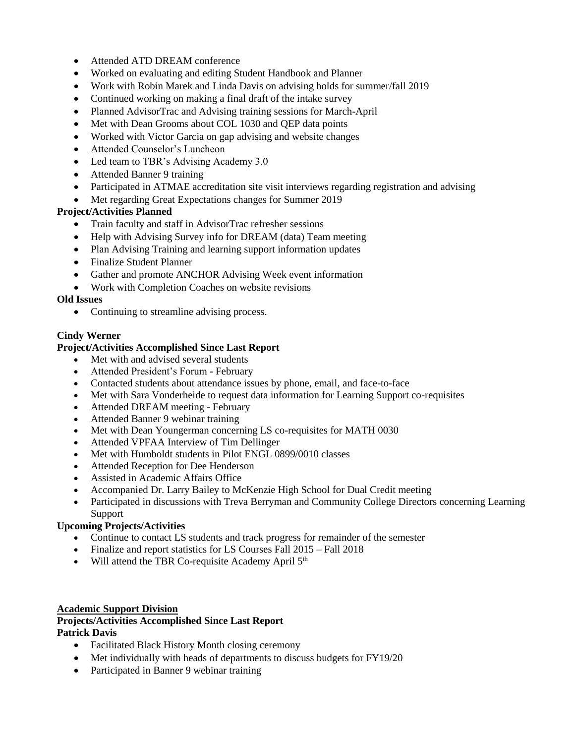- Attended ATD DREAM conference
- Worked on evaluating and editing Student Handbook and Planner
- Work with Robin Marek and Linda Davis on advising holds for summer/fall 2019
- Continued working on making a final draft of the intake survey
- Planned AdvisorTrac and Advising training sessions for March-April
- Met with Dean Grooms about COL 1030 and QEP data points
- Worked with Victor Garcia on gap advising and website changes
- Attended Counselor's Luncheon
- Led team to TBR's Advising Academy 3.0
- Attended Banner 9 training
- Participated in ATMAE accreditation site visit interviews regarding registration and advising
- Met regarding Great Expectations changes for Summer 2019

**Project/Activities Planned**

- Train faculty and staff in AdvisorTrac refresher sessions
- Help with Advising Survey info for DREAM (data) Team meeting
- Plan Advising Training and learning support information updates
- Finalize Student Planner
- Gather and promote ANCHOR Advising Week event information
- Work with Completion Coaches on website revisions

**Old Issues**

- Continuing to streamline advising process.

**Cindy Werner**

**Project/Activities Accomplished Since Last Report**

- Met with and advised several students
- Attended President's Forum - February
- Contacted students about attendance issues by phone, email, and face-to-face
- Met with Sara Vonderheide to request data information for Learning Support co-requisites
- Attended DREAM meeting - February
- Attended Banner 9 webinar training
- Met with Dean Youngerman concerning LS co-requisites for MATH 0030
- Attended VPFAA Interview of Tim Dellinger
- Met with Humboldt students in Pilot ENGL 0899/0010 classes
- Attended Reception for Dee Henderson
- Assisted in Academic Affairs Office
- Accompanied Dr. Larry Bailey to McKenzie High School for Dual Credit meeting
- Participated in discussions with Treva Berryman and Community College Directors concerning Learning Support

**Upcoming Projects/Activities**

- Continue to contact LS students and track progress for remainder of the semester
- Finalize and report statistics for LS Courses Fall 2015 – Fall 2018
- Will attend the TBR Co-requisite Academy April 5th

**Academic Support Division**

**Projects/Activities Accomplished Since Last Report**

**Patrick Davis**

- Facilitated Black History Month closing ceremony
- Met individually with heads of departments to discuss budgets for FY19/20
- Participated in Banner 9 webinar training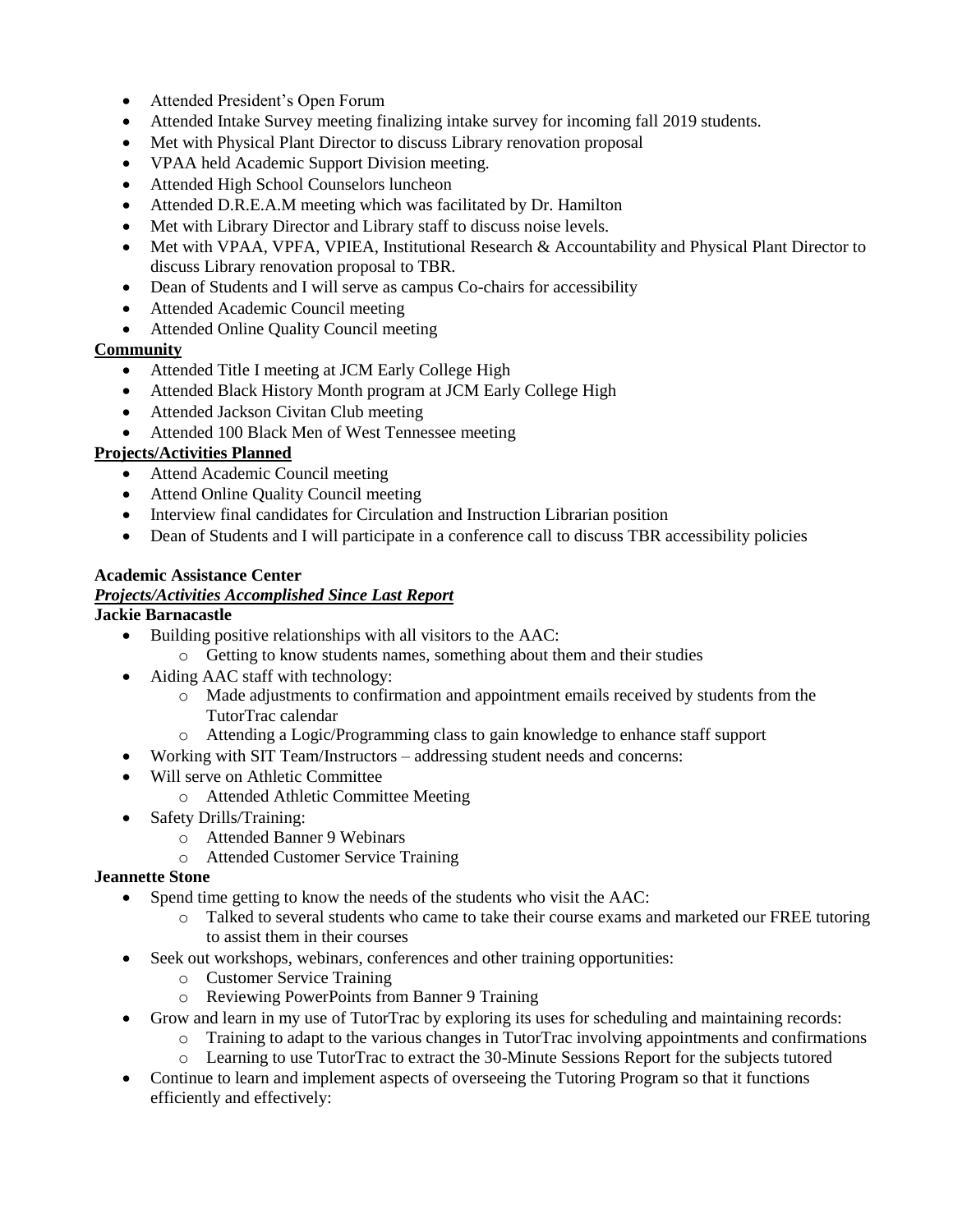- Attended President's Open Forum
- Attended Intake Survey meeting finalizing intake survey for incoming fall 2019 students.
- Met with Physical Plant Director to discuss Library renovation proposal
- VPAA held Academic Support Division meeting.
- Attended High School Counselors luncheon
- Attended D.R.E.A.M meeting which was facilitated by Dr. Hamilton
- Met with Library Director and Library staff to discuss noise levels.
- Met with VPAA, VPFA, VPIEA, Institutional Research & Accountability and Physical Plant Director to discuss Library renovation proposal to TBR.
- Dean of Students and I will serve as campus Co-chairs for accessibility
- Attended Academic Council meeting
- Attended Online Quality Council meeting

**Community**

- Attended Title I meeting at JCM Early College High
- Attended Black History Month program at JCM Early College High
- Attended Jackson Civitan Club meeting
- Attended 100 Black Men of West Tennessee meeting

**Projects/Activities Planned**

- Attend Academic Council meeting
- Attend Online Quality Council meeting
- Interview final candidates for Circulation and Instruction Librarian position
- Dean of Students and I will participate in a conference call to discuss TBR accessibility policies

**Academic Assistance Center**

***Projects/Activities Accomplished Since Last Report***

**Jackie Barnacastle**

- Building positive relationships with all visitors to the AAC:
  - Getting to know students names, something about them and their studies
- Aiding AAC staff with technology:
  - Made adjustments to confirmation and appointment emails received by students from the TutorTrac calendar
  - Attending a Logic/Programming class to gain knowledge to enhance staff support
- Working with SIT Team/Instructors – addressing student needs and concerns:
- Will serve on Athletic Committee
  - Attended Athletic Committee Meeting
- Safety Drills/Training:
  - Attended Banner 9 Webinars
  - Attended Customer Service Training

**Jeannette Stone**

- Spend time getting to know the needs of the students who visit the AAC:
  - Talked to several students who came to take their course exams and marketed our FREE tutoring to assist them in their courses
- Seek out workshops, webinars, conferences and other training opportunities:
  - Customer Service Training
  - Reviewing PowerPoints from Banner 9 Training
- Grow and learn in my use of TutorTrac by exploring its uses for scheduling and maintaining records:
  - Training to adapt to the various changes in TutorTrac involving appointments and confirmations
  - Learning to use TutorTrac to extract the 30-Minute Sessions Report for the subjects tutored
- Continue to learn and implement aspects of overseeing the Tutoring Program so that it functions efficiently and effectively: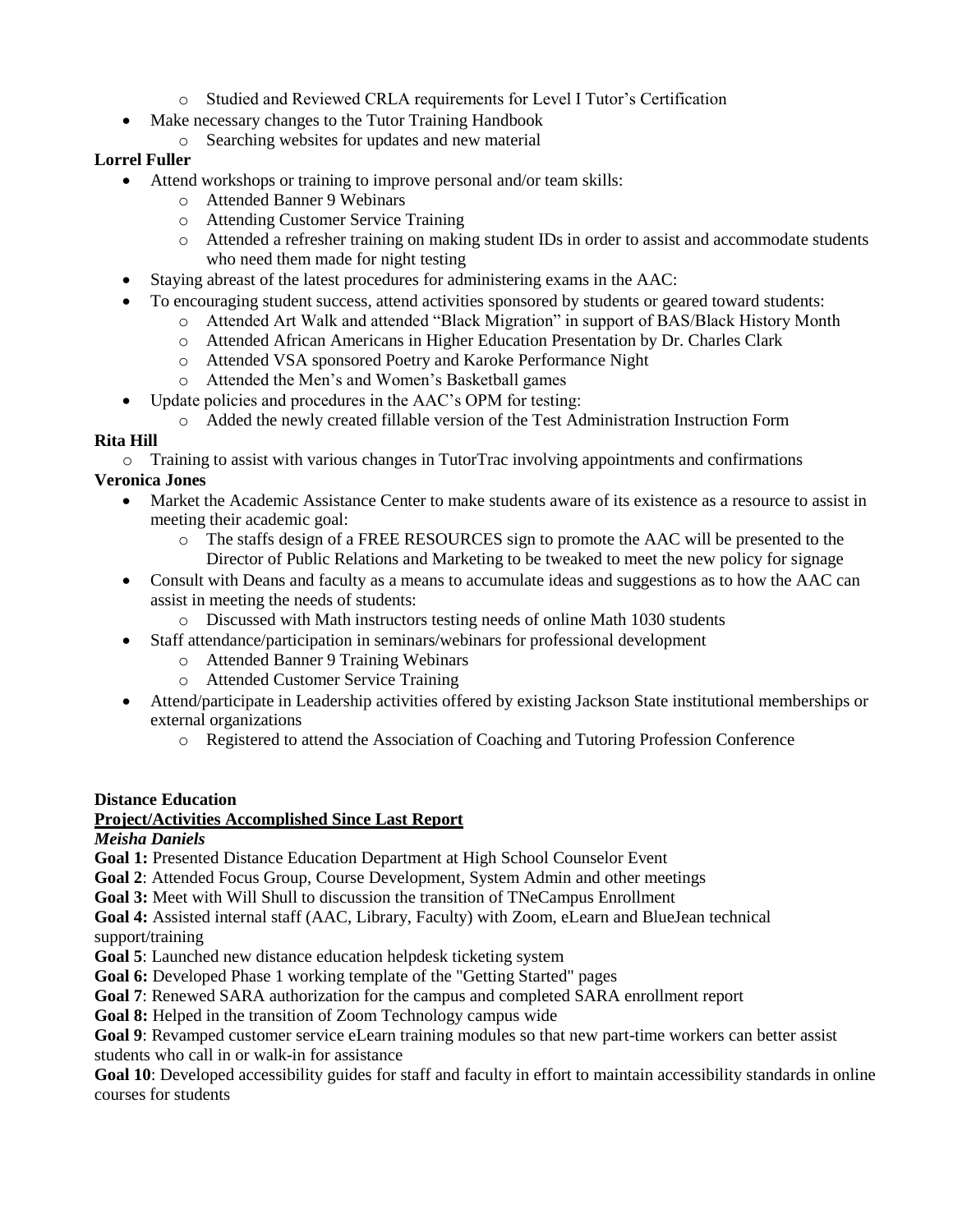- Studied and Reviewed CRLA requirements for Level I Tutor's Certification
- Make necessary changes to the Tutor Training Handbook
    - Searching websites for updates and new material

**Lorrel Fuller**

- Attend workshops or training to improve personal and/or team skills:
    - Attended Banner 9 Webinars
    - Attending Customer Service Training
    - Attended a refresher training on making student IDs in order to assist and accommodate students who need them made for night testing
- Staying abreast of the latest procedures for administering exams in the AAC:
- To encouraging student success, attend activities sponsored by students or geared toward students:
    - Attended Art Walk and attended "Black Migration" in support of BAS/Black History Month
    - Attended African Americans in Higher Education Presentation by Dr. Charles Clark
    - Attended VSA sponsored Poetry and Karoke Performance Night
    - Attended the Men's and Women's Basketball games
- Update policies and procedures in the AAC's OPM for testing:
    - Added the newly created fillable version of the Test Administration Instruction Form

**Rita Hill**

- Training to assist with various changes in TutorTrac involving appointments and confirmations

**Veronica Jones**

- Market the Academic Assistance Center to make students aware of its existence as a resource to assist in meeting their academic goal:
    - The staffs design of a FREE RESOURCES sign to promote the AAC will be presented to the Director of Public Relations and Marketing to be tweaked to meet the new policy for signage
- Consult with Deans and faculty as a means to accumulate ideas and suggestions as to how the AAC can assist in meeting the needs of students:
    - Discussed with Math instructors testing needs of online Math 1030 students
- Staff attendance/participation in seminars/webinars for professional development
    - Attended Banner 9 Training Webinars
    - Attended Customer Service Training
- Attend/participate in Leadership activities offered by existing Jackson State institutional memberships or external organizations
    - Registered to attend the Association of Coaching and Tutoring Profession Conference

**Distance Education**

**<u>Project/Activities Accomplished Since Last Report</u>**

***Meisha Daniels***

**Goal 1:** Presented Distance Education Department at High School Counselor Event

**Goal 2**: Attended Focus Group, Course Development, System Admin and other meetings

**Goal 3:** Meet with Will Shull to discussion the transition of TNeCampus Enrollment

**Goal 4:** Assisted internal staff (AAC, Library, Faculty) with Zoom, eLearn and BlueJean technical support/training

**Goal 5**: Launched new distance education helpdesk ticketing system

**Goal 6:** Developed Phase 1 working template of the "Getting Started" pages

**Goal 7**: Renewed SARA authorization for the campus and completed SARA enrollment report

**Goal 8:** Helped in the transition of Zoom Technology campus wide

**Goal 9**: Revamped customer service eLearn training modules so that new part-time workers can better assist students who call in or walk-in for assistance

**Goal 10**: Developed accessibility guides for staff and faculty in effort to maintain accessibility standards in online courses for students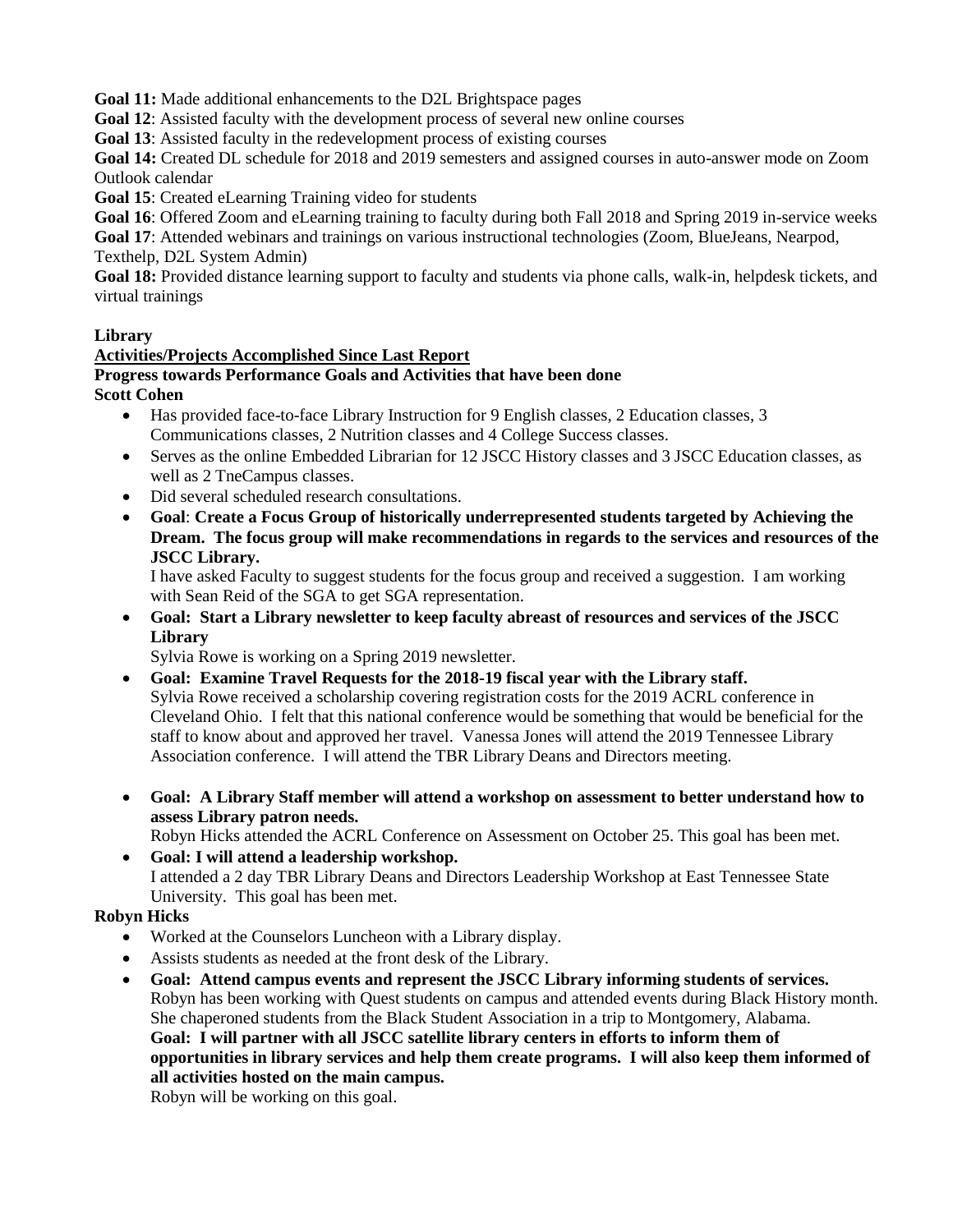**Goal 11:** Made additional enhancements to the D2L Brightspace pages

**Goal 12**: Assisted faculty with the development process of several new online courses

**Goal 13**: Assisted faculty in the redevelopment process of existing courses

**Goal 14:** Created DL schedule for 2018 and 2019 semesters and assigned courses in auto-answer mode on Zoom Outlook calendar

**Goal 15**: Created eLearning Training video for students

**Goal 16**: Offered Zoom and eLearning training to faculty during both Fall 2018 and Spring 2019 in-service weeks

**Goal 17**: Attended webinars and trainings on various instructional technologies (Zoom, BlueJeans, Nearpod, Texthelp, D2L System Admin)

**Goal 18:** Provided distance learning support to faculty and students via phone calls, walk-in, helpdesk tickets, and virtual trainings

**Library**

**Activities/Projects Accomplished Since Last Report**

**Progress towards Performance Goals and Activities that have been done**

**Scott Cohen**

- Has provided face-to-face Library Instruction for 9 English classes, 2 Education classes, 3 Communications classes, 2 Nutrition classes and 4 College Success classes.
- Serves as the online Embedded Librarian for 12 JSCC History classes and 3 JSCC Education classes, as well as 2 TneCampus classes.
- Did several scheduled research consultations.
- **Goal**: **Create a Focus Group of historically underrepresented students targeted by Achieving the Dream. The focus group will make recommendations in regards to the services and resources of the JSCC Library.**
  I have asked Faculty to suggest students for the focus group and received a suggestion. I am working with Sean Reid of the SGA to get SGA representation.
- **Goal: Start a Library newsletter to keep faculty abreast of resources and services of the JSCC Library**
  Sylvia Rowe is working on a Spring 2019 newsletter.
- **Goal: Examine Travel Requests for the 2018-19 fiscal year with the Library staff.**
  Sylvia Rowe received a scholarship covering registration costs for the 2019 ACRL conference in Cleveland Ohio. I felt that this national conference would be something that would be beneficial for the staff to know about and approved her travel. Vanessa Jones will attend the 2019 Tennessee Library Association conference. I will attend the TBR Library Deans and Directors meeting.
- **Goal: A Library Staff member will attend a workshop on assessment to better understand how to assess Library patron needs.**
  Robyn Hicks attended the ACRL Conference on Assessment on October 25. This goal has been met.
- **Goal: I will attend a leadership workshop.**
  I attended a 2 day TBR Library Deans and Directors Leadership Workshop at East Tennessee State University. This goal has been met.

**Robyn Hicks**

- Worked at the Counselors Luncheon with a Library display.
- Assists students as needed at the front desk of the Library.
- **Goal: Attend campus events and represent the JSCC Library informing students of services.**
  Robyn has been working with Quest students on campus and attended events during Black History month. She chaperoned students from the Black Student Association in a trip to Montgomery, Alabama.
  **Goal: I will partner with all JSCC satellite library centers in efforts to inform them of opportunities in library services and help them create programs. I will also keep them informed of all activities hosted on the main campus.**
  Robyn will be working on this goal.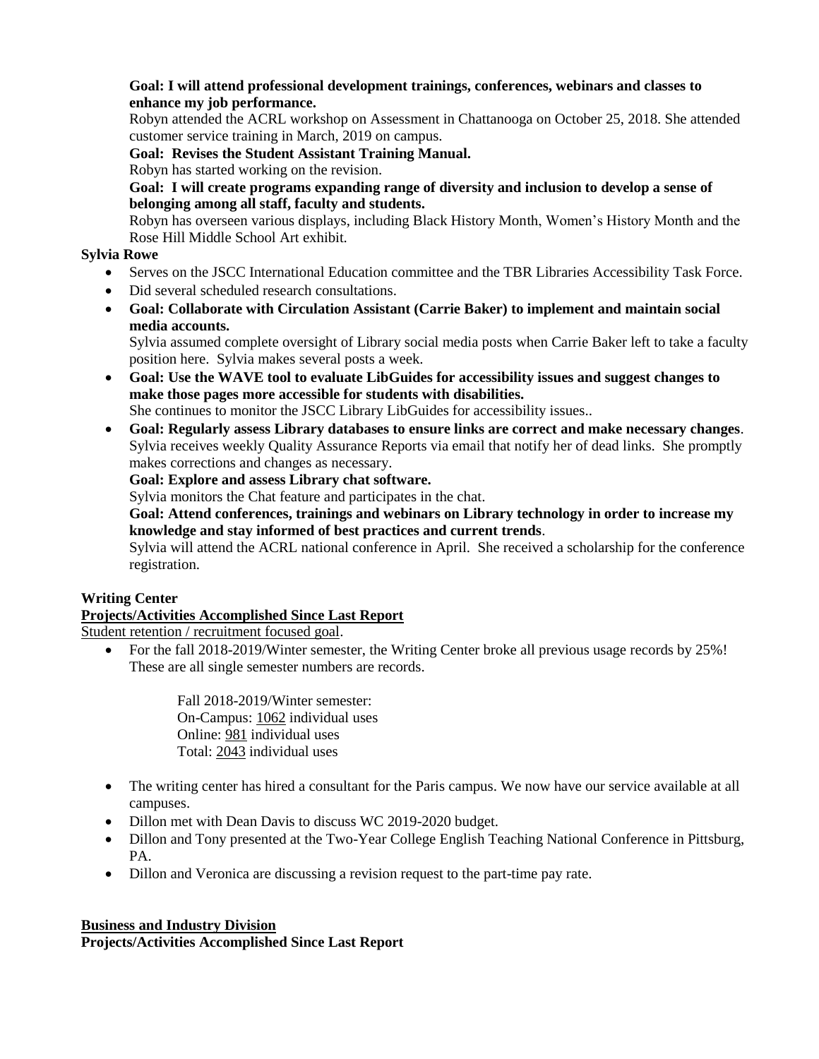**Goal: I will attend professional development trainings, conferences, webinars and classes to enhance my job performance.**
Robyn attended the ACRL workshop on Assessment in Chattanooga on October 25, 2018. She attended customer service training in March, 2019 on campus.

**Goal: Revises the Student Assistant Training Manual.**
Robyn has started working on the revision.

**Goal: I will create programs expanding range of diversity and inclusion to develop a sense of belonging among all staff, faculty and students.**
Robyn has overseen various displays, including Black History Month, Women's History Month and the Rose Hill Middle School Art exhibit.

**Sylvia Rowe**

- Serves on the JSCC International Education committee and the TBR Libraries Accessibility Task Force.
- Did several scheduled research consultations.
- **Goal: Collaborate with Circulation Assistant (Carrie Baker) to implement and maintain social media accounts.**
  Sylvia assumed complete oversight of Library social media posts when Carrie Baker left to take a faculty position here. Sylvia makes several posts a week.
- **Goal: Use the WAVE tool to evaluate LibGuides for accessibility issues and suggest changes to make those pages more accessible for students with disabilities.**
  She continues to monitor the JSCC Library LibGuides for accessibility issues..
- **Goal: Regularly assess Library databases to ensure links are correct and make necessary changes**.
  Sylvia receives weekly Quality Assurance Reports via email that notify her of dead links. She promptly makes corrections and changes as necessary.

  **Goal: Explore and assess Library chat software.**
  Sylvia monitors the Chat feature and participates in the chat.

  **Goal: Attend conferences, trainings and webinars on Library technology in order to increase my knowledge and stay informed of best practices and current trends**.
  Sylvia will attend the ACRL national conference in April. She received a scholarship for the conference registration.

**Writing Center**

**Projects/Activities Accomplished Since Last Report**

Student retention / recruitment focused goal.

- For the fall 2018-2019/Winter semester, the Writing Center broke all previous usage records by 25%! These are all single semester numbers are records.

  Fall 2018-2019/Winter semester:
  On-Campus: 1062 individual uses
  Online: 981 individual uses
  Total: 2043 individual uses

- The writing center has hired a consultant for the Paris campus. We now have our service available at all campuses.
- Dillon met with Dean Davis to discuss WC 2019-2020 budget.
- Dillon and Tony presented at the Two-Year College English Teaching National Conference in Pittsburg, PA.
- Dillon and Veronica are discussing a revision request to the part-time pay rate.

**Business and Industry Division**

**Projects/Activities Accomplished Since Last Report**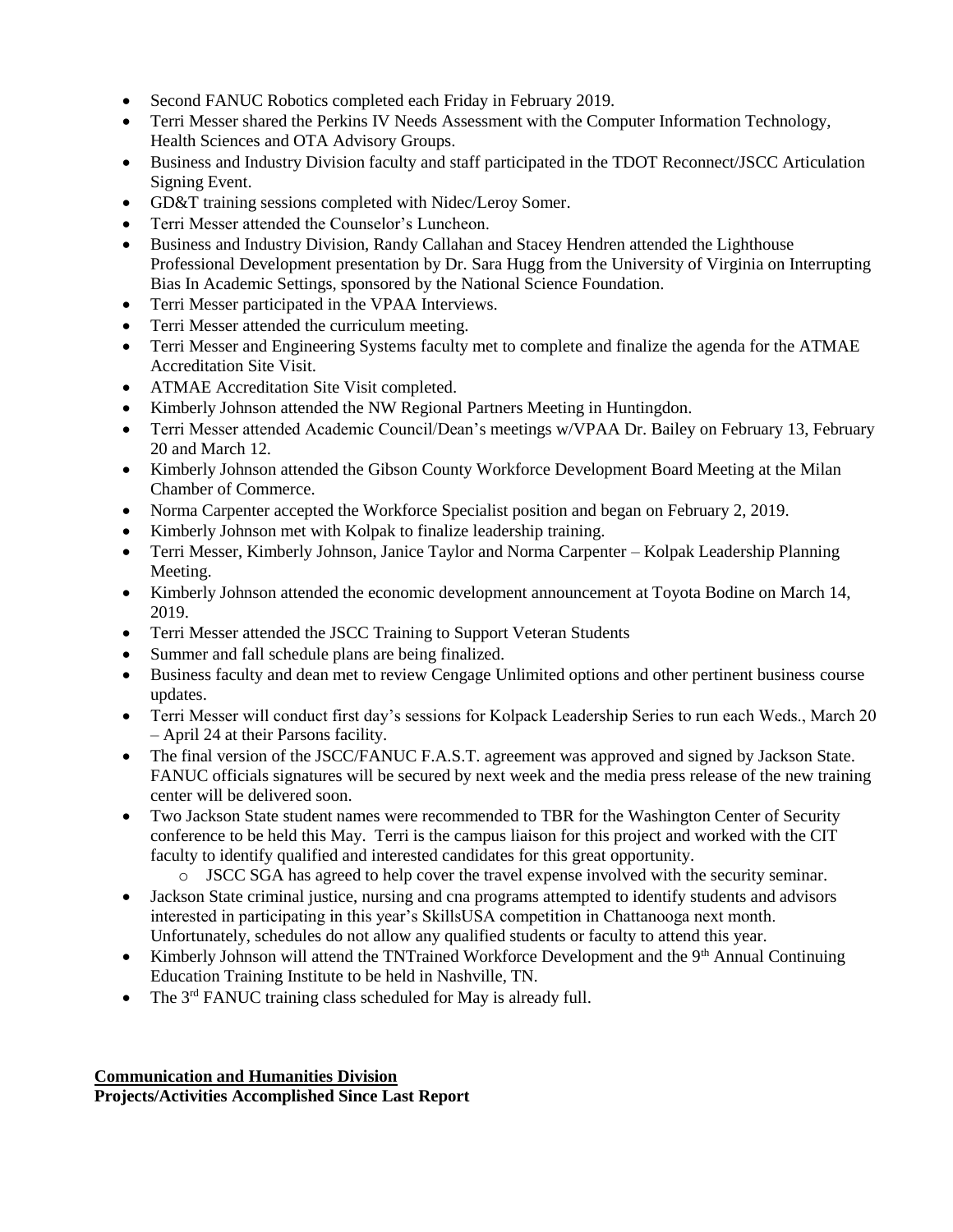- Second FANUC Robotics completed each Friday in February 2019.
- Terri Messer shared the Perkins IV Needs Assessment with the Computer Information Technology, Health Sciences and OTA Advisory Groups.
- Business and Industry Division faculty and staff participated in the TDOT Reconnect/JSCC Articulation Signing Event.
- GD&T training sessions completed with Nidec/Leroy Somer.
- Terri Messer attended the Counselor's Luncheon.
- Business and Industry Division, Randy Callahan and Stacey Hendren attended the Lighthouse Professional Development presentation by Dr. Sara Hugg from the University of Virginia on Interrupting Bias In Academic Settings, sponsored by the National Science Foundation.
- Terri Messer participated in the VPAA Interviews.
- Terri Messer attended the curriculum meeting.
- Terri Messer and Engineering Systems faculty met to complete and finalize the agenda for the ATMAE Accreditation Site Visit.
- ATMAE Accreditation Site Visit completed.
- Kimberly Johnson attended the NW Regional Partners Meeting in Huntingdon.
- Terri Messer attended Academic Council/Dean's meetings w/VPAA Dr. Bailey on February 13, February 20 and March 12.
- Kimberly Johnson attended the Gibson County Workforce Development Board Meeting at the Milan Chamber of Commerce.
- Norma Carpenter accepted the Workforce Specialist position and began on February 2, 2019.
- Kimberly Johnson met with Kolpak to finalize leadership training.
- Terri Messer, Kimberly Johnson, Janice Taylor and Norma Carpenter – Kolpak Leadership Planning Meeting.
- Kimberly Johnson attended the economic development announcement at Toyota Bodine on March 14, 2019.
- Terri Messer attended the JSCC Training to Support Veteran Students
- Summer and fall schedule plans are being finalized.
- Business faculty and dean met to review Cengage Unlimited options and other pertinent business course updates.
- Terri Messer will conduct first day's sessions for Kolpack Leadership Series to run each Weds., March 20 – April 24 at their Parsons facility.
- The final version of the JSCC/FANUC F.A.S.T. agreement was approved and signed by Jackson State. FANUC officials signatures will be secured by next week and the media press release of the new training center will be delivered soon.
- Two Jackson State student names were recommended to TBR for the Washington Center of Security conference to be held this May. Terri is the campus liaison for this project and worked with the CIT faculty to identify qualified and interested candidates for this great opportunity.
  - JSCC SGA has agreed to help cover the travel expense involved with the security seminar.
- Jackson State criminal justice, nursing and cna programs attempted to identify students and advisors interested in participating in this year's SkillsUSA competition in Chattanooga next month. Unfortunately, schedules do not allow any qualified students or faculty to attend this year.
- Kimberly Johnson will attend the TNTrained Workforce Development and the 9th Annual Continuing Education Training Institute to be held in Nashville, TN.
- The 3rd FANUC training class scheduled for May is already full.

**Communication and Humanities Division**

**Projects/Activities Accomplished Since Last Report**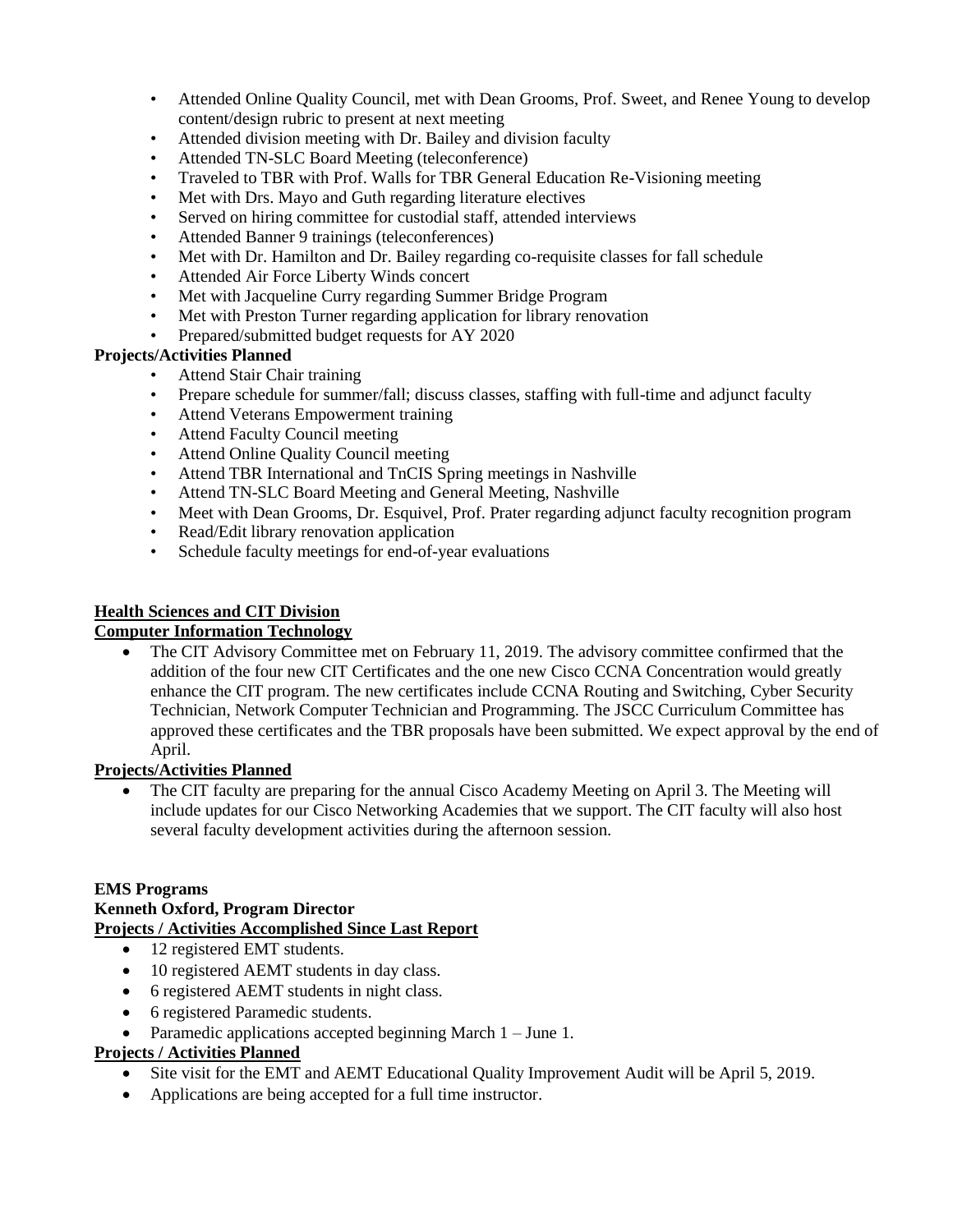- Attended Online Quality Council, met with Dean Grooms, Prof. Sweet, and Renee Young to develop content/design rubric to present at next meeting
- Attended division meeting with Dr. Bailey and division faculty
- Attended TN-SLC Board Meeting (teleconference)
- Traveled to TBR with Prof. Walls for TBR General Education Re-Visioning meeting
- Met with Drs. Mayo and Guth regarding literature electives
- Served on hiring committee for custodial staff, attended interviews
- Attended Banner 9 trainings (teleconferences)
- Met with Dr. Hamilton and Dr. Bailey regarding co-requisite classes for fall schedule
- Attended Air Force Liberty Winds concert
- Met with Jacqueline Curry regarding Summer Bridge Program
- Met with Preston Turner regarding application for library renovation
- Prepared/submitted budget requests for AY 2020

**Projects/Activities Planned**

- Attend Stair Chair training
- Prepare schedule for summer/fall; discuss classes, staffing with full-time and adjunct faculty
- Attend Veterans Empowerment training
- Attend Faculty Council meeting
- Attend Online Quality Council meeting
- Attend TBR International and TnCIS Spring meetings in Nashville
- Attend TN-SLC Board Meeting and General Meeting, Nashville
- Meet with Dean Grooms, Dr. Esquivel, Prof. Prater regarding adjunct faculty recognition program
- Read/Edit library renovation application
- Schedule faculty meetings for end-of-year evaluations

**Health Sciences and CIT Division**

**Computer Information Technology**

- The CIT Advisory Committee met on February 11, 2019. The advisory committee confirmed that the addition of the four new CIT Certificates and the one new Cisco CCNA Concentration would greatly enhance the CIT program. The new certificates include CCNA Routing and Switching, Cyber Security Technician, Network Computer Technician and Programming. The JSCC Curriculum Committee has approved these certificates and the TBR proposals have been submitted. We expect approval by the end of April.

**Projects/Activities Planned**

- The CIT faculty are preparing for the annual Cisco Academy Meeting on April 3. The Meeting will include updates for our Cisco Networking Academies that we support. The CIT faculty will also host several faculty development activities during the afternoon session.

**EMS Programs**

**Kenneth Oxford, Program Director**

**Projects / Activities Accomplished Since Last Report**

- 12 registered EMT students.
- 10 registered AEMT students in day class.
- 6 registered AEMT students in night class.
- 6 registered Paramedic students.
- Paramedic applications accepted beginning March 1 – June 1.

**Projects / Activities Planned**

- Site visit for the EMT and AEMT Educational Quality Improvement Audit will be April 5, 2019.
- Applications are being accepted for a full time instructor.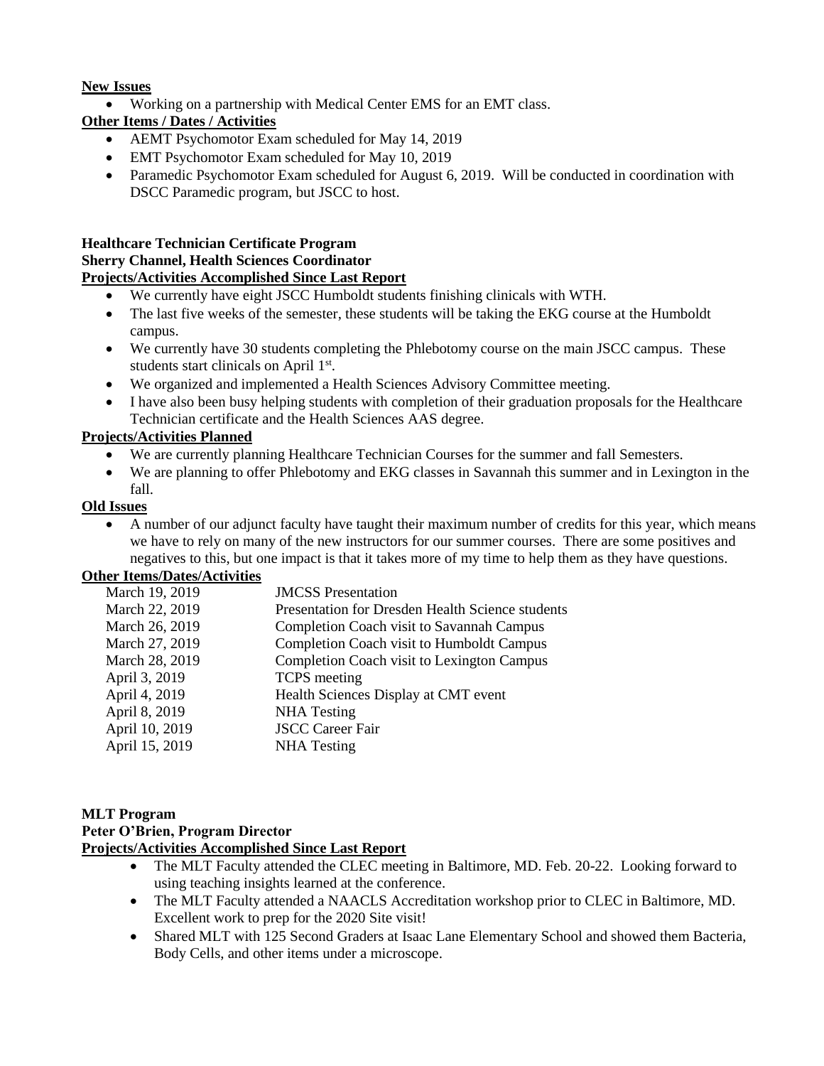**New Issues**

- Working on a partnership with Medical Center EMS for an EMT class.

**Other Items / Dates / Activities**

- AEMT Psychomotor Exam scheduled for May 14, 2019
- EMT Psychomotor Exam scheduled for May 10, 2019
- Paramedic Psychomotor Exam scheduled for August 6, 2019. Will be conducted in coordination with DSCC Paramedic program, but JSCC to host.

**Healthcare Technician Certificate Program**
**Sherry Channel, Health Sciences Coordinator**

**Projects/Activities Accomplished Since Last Report**

- We currently have eight JSCC Humboldt students finishing clinicals with WTH.
- The last five weeks of the semester, these students will be taking the EKG course at the Humboldt campus.
- We currently have 30 students completing the Phlebotomy course on the main JSCC campus. These students start clinicals on April 1st.
- We organized and implemented a Health Sciences Advisory Committee meeting.
- I have also been busy helping students with completion of their graduation proposals for the Healthcare Technician certificate and the Health Sciences AAS degree.

**Projects/Activities Planned**

- We are currently planning Healthcare Technician Courses for the summer and fall Semesters.
- We are planning to offer Phlebotomy and EKG classes in Savannah this summer and in Lexington in the fall.

**Old Issues**

- A number of our adjunct faculty have taught their maximum number of credits for this year, which means we have to rely on many of the new instructors for our summer courses. There are some positives and negatives to this, but one impact is that it takes more of my time to help them as they have questions.

**Other Items/Dates/Activities**

| | |
|---|---|
| March 19, 2019 | JMCSS Presentation |
| March 22, 2019 | Presentation for Dresden Health Science students |
| March 26, 2019 | Completion Coach visit to Savannah Campus |
| March 27, 2019 | Completion Coach visit to Humboldt Campus |
| March 28, 2019 | Completion Coach visit to Lexington Campus |
| April 3, 2019 | TCPS meeting |
| April 4, 2019 | Health Sciences Display at CMT event |
| April 8, 2019 | NHA Testing |
| April 10, 2019 | JSCC Career Fair |
| April 15, 2019 | NHA Testing |

**MLT Program**
**Peter O'Brien, Program Director**

**Projects/Activities Accomplished Since Last Report**

- The MLT Faculty attended the CLEC meeting in Baltimore, MD. Feb. 20-22. Looking forward to using teaching insights learned at the conference.
- The MLT Faculty attended a NAACLS Accreditation workshop prior to CLEC in Baltimore, MD. Excellent work to prep for the 2020 Site visit!
- Shared MLT with 125 Second Graders at Isaac Lane Elementary School and showed them Bacteria, Body Cells, and other items under a microscope.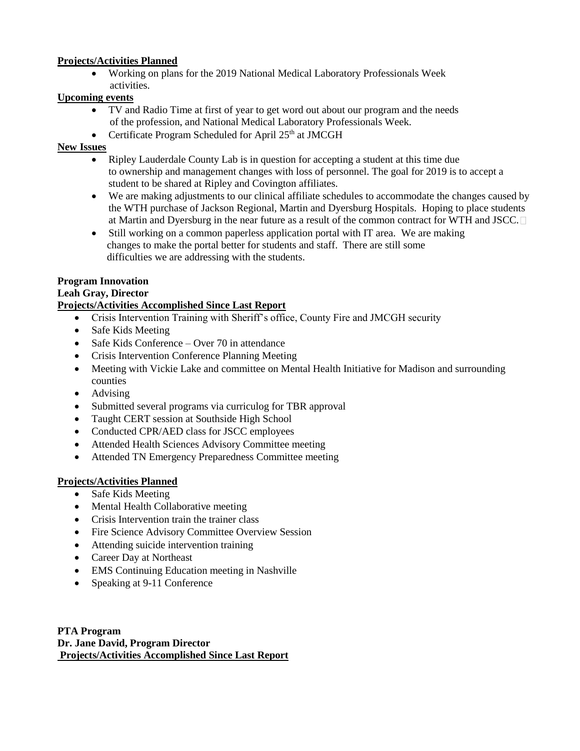**Projects/Activities Planned**

- Working on plans for the 2019 National Medical Laboratory Professionals Week activities.

**Upcoming events**

- TV and Radio Time at first of year to get word out about our program and the needs of the profession, and National Medical Laboratory Professionals Week.
- Certificate Program Scheduled for April 25th at JMCGH

**New Issues**

- Ripley Lauderdale County Lab is in question for accepting a student at this time due to ownership and management changes with loss of personnel. The goal for 2019 is to accept a student to be shared at Ripley and Covington affiliates.
- We are making adjustments to our clinical affiliate schedules to accommodate the changes caused by the WTH purchase of Jackson Regional, Martin and Dyersburg Hospitals. Hoping to place students at Martin and Dyersburg in the near future as a result of the common contract for WTH and JSCC.
- Still working on a common paperless application portal with IT area. We are making changes to make the portal better for students and staff. There are still some difficulties we are addressing with the students.

**Program Innovation**
**Leah Gray, Director**
**Projects/Activities Accomplished Since Last Report**

- Crisis Intervention Training with Sheriff's office, County Fire and JMCGH security
- Safe Kids Meeting
- Safe Kids Conference – Over 70 in attendance
- Crisis Intervention Conference Planning Meeting
- Meeting with Vickie Lake and committee on Mental Health Initiative for Madison and surrounding counties
- Advising
- Submitted several programs via curriculog for TBR approval
- Taught CERT session at Southside High School
- Conducted CPR/AED class for JSCC employees
- Attended Health Sciences Advisory Committee meeting
- Attended TN Emergency Preparedness Committee meeting

**Projects/Activities Planned**

- Safe Kids Meeting
- Mental Health Collaborative meeting
- Crisis Intervention train the trainer class
- Fire Science Advisory Committee Overview Session
- Attending suicide intervention training
- Career Day at Northeast
- EMS Continuing Education meeting in Nashville
- Speaking at 9-11 Conference

**PTA Program**
**Dr. Jane David, Program Director**
**Projects/Activities Accomplished Since Last Report**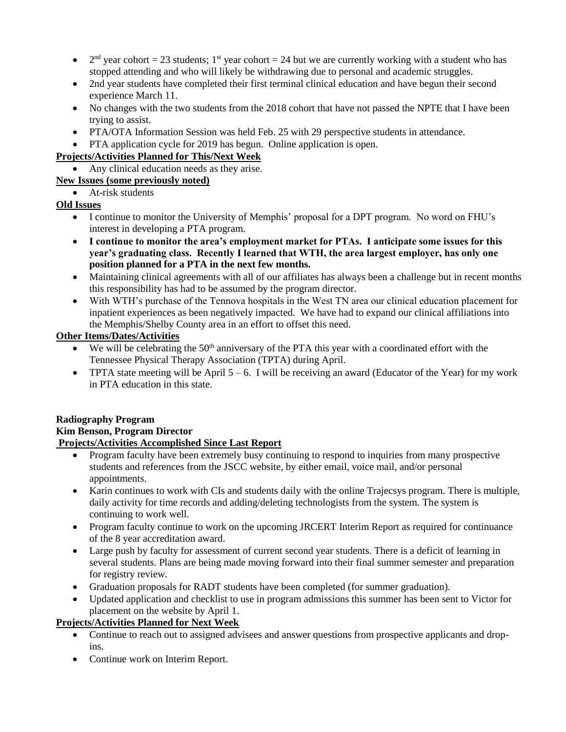- 2nd year cohort = 23 students; 1st year cohort = 24 but we are currently working with a student who has stopped attending and who will likely be withdrawing due to personal and academic struggles.
- 2nd year students have completed their first terminal clinical education and have begun their second experience March 11.
- No changes with the two students from the 2018 cohort that have not passed the NPTE that I have been trying to assist.
- PTA/OTA Information Session was held Feb. 25 with 29 perspective students in attendance.
- PTA application cycle for 2019 has begun. Online application is open.

**Projects/Activities Planned for This/Next Week**

- Any clinical education needs as they arise.

**New Issues (some previously noted)**

- At-risk students

**Old Issues**

- I continue to monitor the University of Memphis' proposal for a DPT program. No word on FHU's interest in developing a PTA program.
- **I continue to monitor the area's employment market for PTAs. I anticipate some issues for this year's graduating class. Recently I learned that WTH, the area largest employer, has only one position planned for a PTA in the next few months.**
- Maintaining clinical agreements with all of our affiliates has always been a challenge but in recent months this responsibility has had to be assumed by the program director.
- With WTH's purchase of the Tennova hospitals in the West TN area our clinical education placement for inpatient experiences as been negatively impacted. We have had to expand our clinical affiliations into the Memphis/Shelby County area in an effort to offset this need.

**Other Items/Dates/Activities**

- We will be celebrating the 50th anniversary of the PTA this year with a coordinated effort with the Tennessee Physical Therapy Association (TPTA) during April.
- TPTA state meeting will be April 5 – 6. I will be receiving an award (Educator of the Year) for my work in PTA education in this state.

**Radiography Program**
**Kim Benson, Program Director**

**Projects/Activities Accomplished Since Last Report**

- Program faculty have been extremely busy continuing to respond to inquiries from many prospective students and references from the JSCC website, by either email, voice mail, and/or personal appointments.
- Karin continues to work with CIs and students daily with the online Trajecsys program. There is multiple, daily activity for time records and adding/deleting technologists from the system. The system is continuing to work well.
- Program faculty continue to work on the upcoming JRCERT Interim Report as required for continuance of the 8 year accreditation award.
- Large push by faculty for assessment of current second year students. There is a deficit of learning in several students. Plans are being made moving forward into their final summer semester and preparation for registry review.
- Graduation proposals for RADT students have been completed (for summer graduation).
- Updated application and checklist to use in program admissions this summer has been sent to Victor for placement on the website by April 1.

**Projects/Activities Planned for Next Week**

- Continue to reach out to assigned advisees and answer questions from prospective applicants and drop-ins.
- Continue work on Interim Report.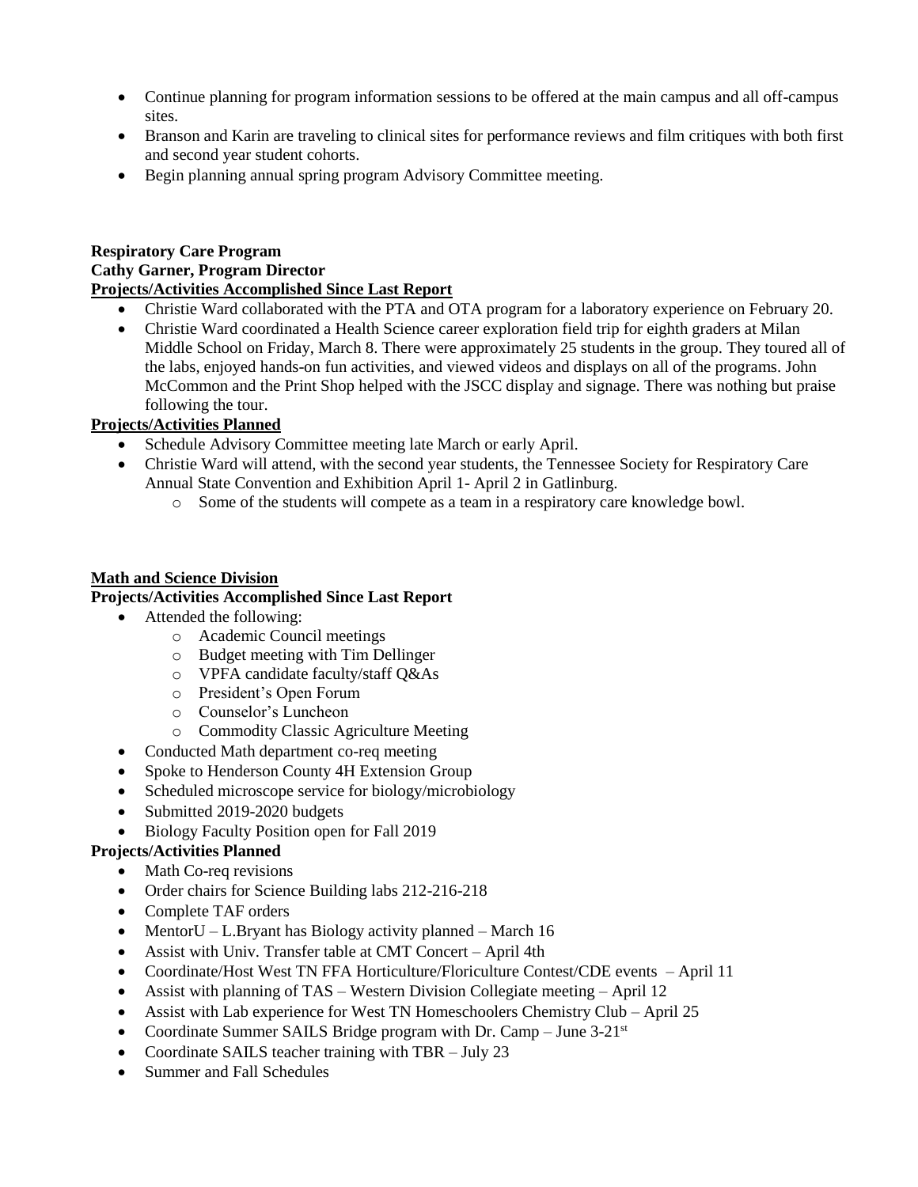- Continue planning for program information sessions to be offered at the main campus and all off-campus sites.
- Branson and Karin are traveling to clinical sites for performance reviews and film critiques with both first and second year student cohorts.
- Begin planning annual spring program Advisory Committee meeting.

**Respiratory Care Program**
**Cathy Garner, Program Director**
**Projects/Activities Accomplished Since Last Report**

- Christie Ward collaborated with the PTA and OTA program for a laboratory experience on February 20.
- Christie Ward coordinated a Health Science career exploration field trip for eighth graders at Milan Middle School on Friday, March 8. There were approximately 25 students in the group. They toured all of the labs, enjoyed hands-on fun activities, and viewed videos and displays on all of the programs. John McCommon and the Print Shop helped with the JSCC display and signage. There was nothing but praise following the tour.

**Projects/Activities Planned**

- Schedule Advisory Committee meeting late March or early April.
- Christie Ward will attend, with the second year students, the Tennessee Society for Respiratory Care Annual State Convention and Exhibition April 1- April 2 in Gatlinburg.
  - Some of the students will compete as a team in a respiratory care knowledge bowl.

**Math and Science Division**
**Projects/Activities Accomplished Since Last Report**

- Attended the following:
  - Academic Council meetings
  - Budget meeting with Tim Dellinger
  - VPFA candidate faculty/staff Q&As
  - President's Open Forum
  - Counselor's Luncheon
  - Commodity Classic Agriculture Meeting
- Conducted Math department co-req meeting
- Spoke to Henderson County 4H Extension Group
- Scheduled microscope service for biology/microbiology
- Submitted 2019-2020 budgets
- Biology Faculty Position open for Fall 2019

**Projects/Activities Planned**

- Math Co-req revisions
- Order chairs for Science Building labs 212-216-218
- Complete TAF orders
- MentorU – L.Bryant has Biology activity planned – March 16
- Assist with Univ. Transfer table at CMT Concert – April 4th
- Coordinate/Host West TN FFA Horticulture/Floriculture Contest/CDE events – April 11
- Assist with planning of TAS – Western Division Collegiate meeting – April 12
- Assist with Lab experience for West TN Homeschoolers Chemistry Club – April 25
- Coordinate Summer SAILS Bridge program with Dr. Camp – June 3-21st
- Coordinate SAILS teacher training with TBR – July 23
- Summer and Fall Schedules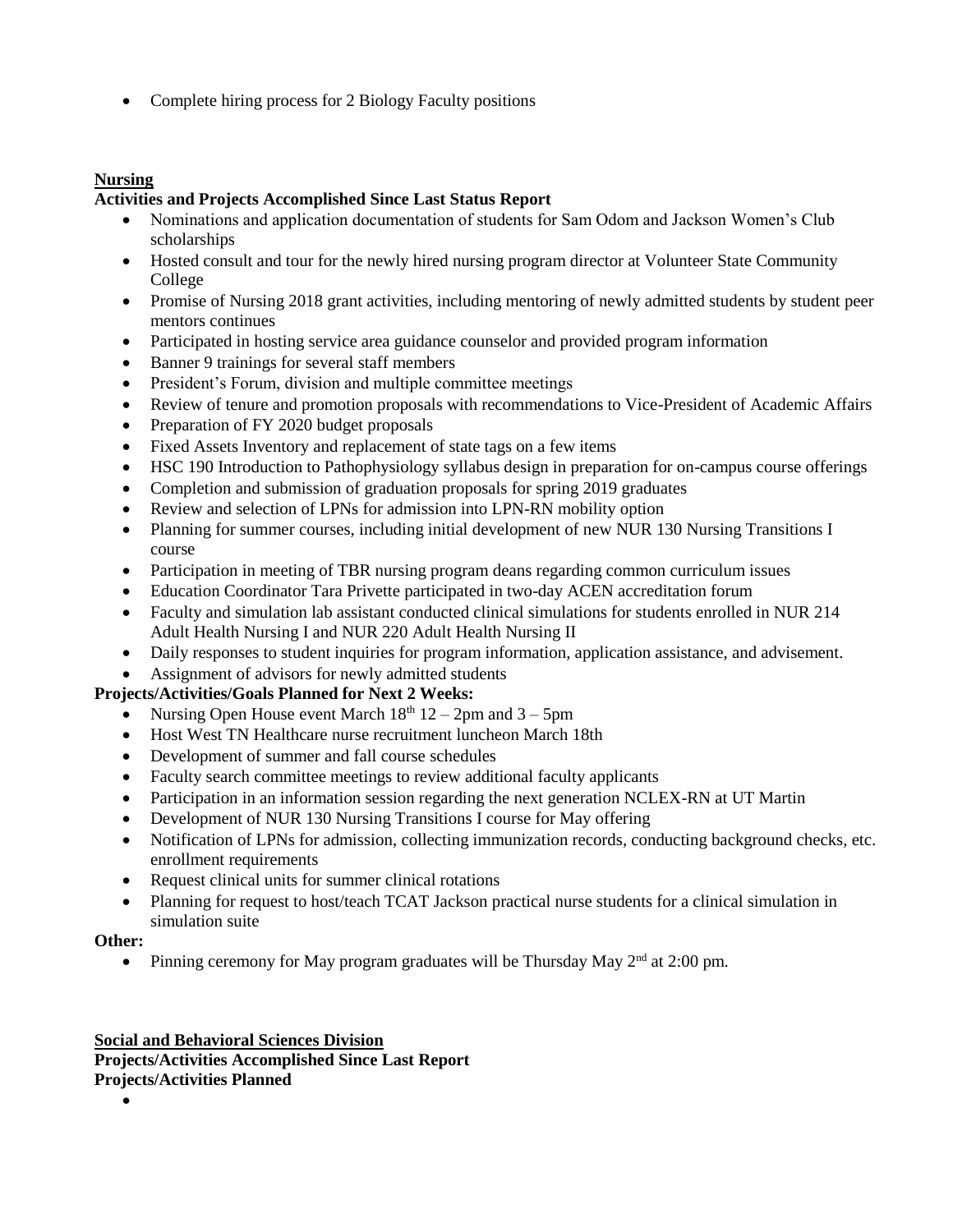- Complete hiring process for 2 Biology Faculty positions

**Nursing**

**Activities and Projects Accomplished Since Last Status Report**

- Nominations and application documentation of students for Sam Odom and Jackson Women's Club scholarships
- Hosted consult and tour for the newly hired nursing program director at Volunteer State Community College
- Promise of Nursing 2018 grant activities, including mentoring of newly admitted students by student peer mentors continues
- Participated in hosting service area guidance counselor and provided program information
- Banner 9 trainings for several staff members
- President's Forum, division and multiple committee meetings
- Review of tenure and promotion proposals with recommendations to Vice-President of Academic Affairs
- Preparation of FY 2020 budget proposals
- Fixed Assets Inventory and replacement of state tags on a few items
- HSC 190 Introduction to Pathophysiology syllabus design in preparation for on-campus course offerings
- Completion and submission of graduation proposals for spring 2019 graduates
- Review and selection of LPNs for admission into LPN-RN mobility option
- Planning for summer courses, including initial development of new NUR 130 Nursing Transitions I course
- Participation in meeting of TBR nursing program deans regarding common curriculum issues
- Education Coordinator Tara Privette participated in two-day ACEN accreditation forum
- Faculty and simulation lab assistant conducted clinical simulations for students enrolled in NUR 214 Adult Health Nursing I and NUR 220 Adult Health Nursing II
- Daily responses to student inquiries for program information, application assistance, and advisement.
- Assignment of advisors for newly admitted students

**Projects/Activities/Goals Planned for Next 2 Weeks:**

- Nursing Open House event March 18th 12 – 2pm and 3 – 5pm
- Host West TN Healthcare nurse recruitment luncheon March 18th
- Development of summer and fall course schedules
- Faculty search committee meetings to review additional faculty applicants
- Participation in an information session regarding the next generation NCLEX-RN at UT Martin
- Development of NUR 130 Nursing Transitions I course for May offering
- Notification of LPNs for admission, collecting immunization records, conducting background checks, etc. enrollment requirements
- Request clinical units for summer clinical rotations
- Planning for request to host/teach TCAT Jackson practical nurse students for a clinical simulation in simulation suite

**Other:**

- Pinning ceremony for May program graduates will be Thursday May 2nd at 2:00 pm.

**Social and Behavioral Sciences Division**

**Projects/Activities Accomplished Since Last Report**

**Projects/Activities Planned**

-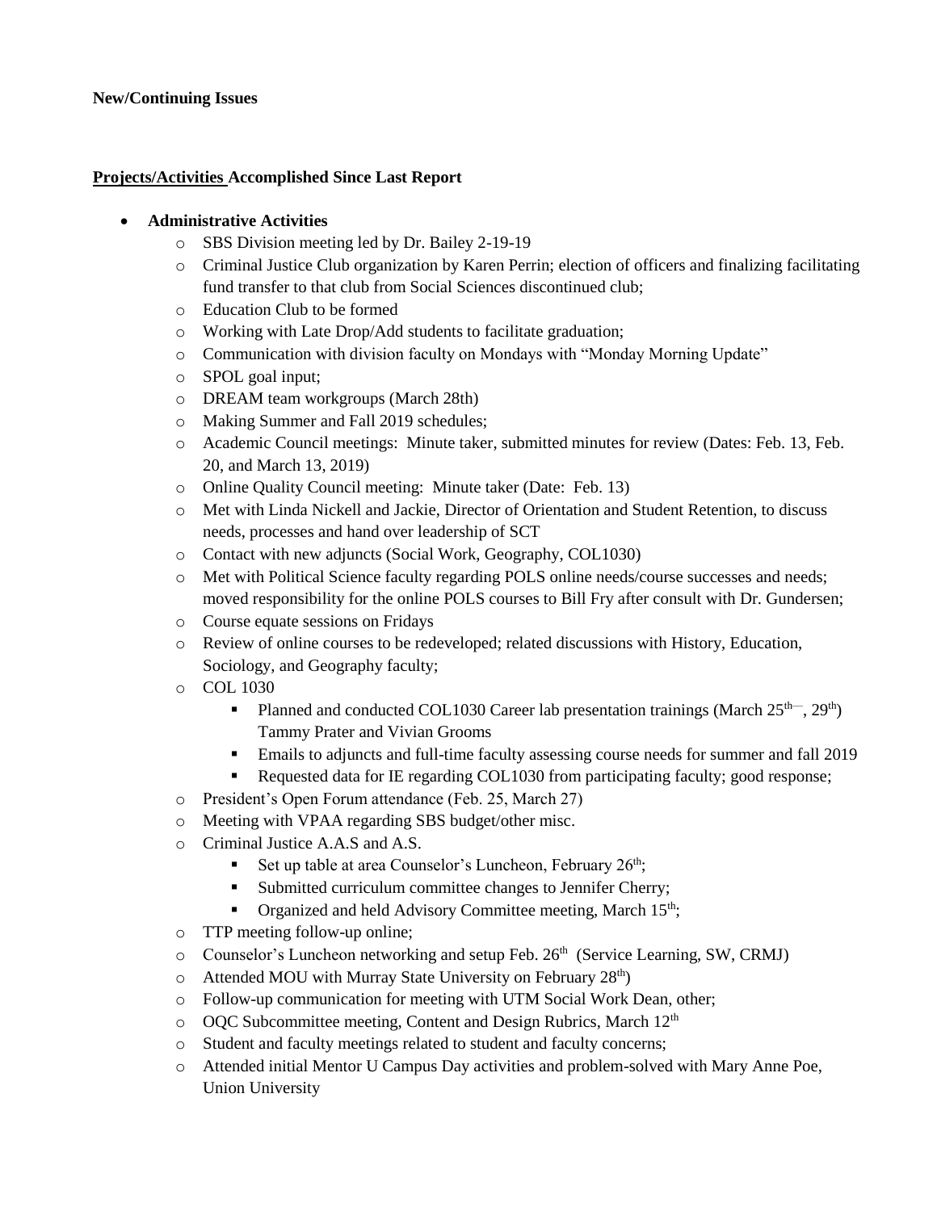**New/Continuing Issues**

**<u>Projects/Activities</u> Accomplished Since Last Report**

- **Administrative Activities**
  - SBS Division meeting led by Dr. Bailey 2-19-19
  - Criminal Justice Club organization by Karen Perrin; election of officers and finalizing facilitating fund transfer to that club from Social Sciences discontinued club;
  - Education Club to be formed
  - Working with Late Drop/Add students to facilitate graduation;
  - Communication with division faculty on Mondays with "Monday Morning Update"
  - SPOL goal input;
  - DREAM team workgroups (March 28th)
  - Making Summer and Fall 2019 schedules;
  - Academic Council meetings: Minute taker, submitted minutes for review (Dates: Feb. 13, Feb. 20, and March 13, 2019)
  - Online Quality Council meeting: Minute taker (Date: Feb. 13)
  - Met with Linda Nickell and Jackie, Director of Orientation and Student Retention, to discuss needs, processes and hand over leadership of SCT
  - Contact with new adjuncts (Social Work, Geography, COL1030)
  - Met with Political Science faculty regarding POLS online needs/course successes and needs; moved responsibility for the online POLS courses to Bill Fry after consult with Dr. Gundersen;
  - Course equate sessions on Fridays
  - Review of online courses to be redeveloped; related discussions with History, Education, Sociology, and Geography faculty;
  - COL 1030
    - Planned and conducted COL1030 Career lab presentation trainings (March 25th—, 29th) Tammy Prater and Vivian Grooms
    - Emails to adjuncts and full-time faculty assessing course needs for summer and fall 2019
    - Requested data for IE regarding COL1030 from participating faculty; good response;
  - President's Open Forum attendance (Feb. 25, March 27)
  - Meeting with VPAA regarding SBS budget/other misc.
  - Criminal Justice A.A.S and A.S.
    - Set up table at area Counselor's Luncheon, February 26th;
    - Submitted curriculum committee changes to Jennifer Cherry;
    - Organized and held Advisory Committee meeting, March 15th;
  - TTP meeting follow-up online;
  - Counselor's Luncheon networking and setup Feb. 26th (Service Learning, SW, CRMJ)
  - Attended MOU with Murray State University on February 28th)
  - Follow-up communication for meeting with UTM Social Work Dean, other;
  - OQC Subcommittee meeting, Content and Design Rubrics, March 12th
  - Student and faculty meetings related to student and faculty concerns;
  - Attended initial Mentor U Campus Day activities and problem-solved with Mary Anne Poe, Union University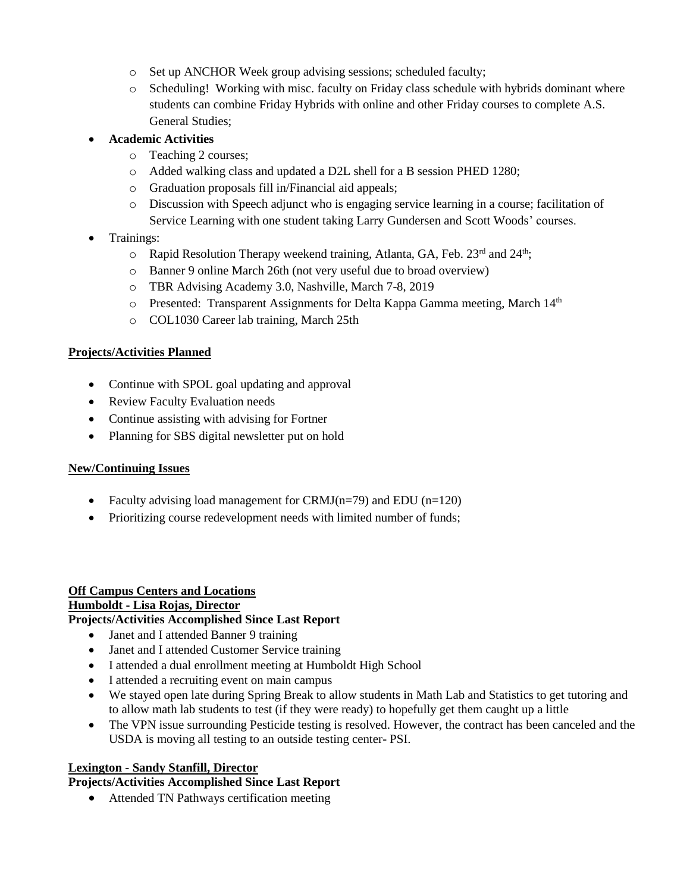- Set up ANCHOR Week group advising sessions; scheduled faculty;
    - Scheduling! Working with misc. faculty on Friday class schedule with hybrids dominant where students can combine Friday Hybrids with online and other Friday courses to complete A.S. General Studies;
- **Academic Activities**
    - Teaching 2 courses;
    - Added walking class and updated a D2L shell for a B session PHED 1280;
    - Graduation proposals fill in/Financial aid appeals;
    - Discussion with Speech adjunct who is engaging service learning in a course; facilitation of Service Learning with one student taking Larry Gundersen and Scott Woods' courses.
- Trainings:
    - Rapid Resolution Therapy weekend training, Atlanta, GA, Feb. 23rd and 24th;
    - Banner 9 online March 26th (not very useful due to broad overview)
    - TBR Advising Academy 3.0, Nashville, March 7-8, 2019
    - Presented: Transparent Assignments for Delta Kappa Gamma meeting, March 14th
    - COL1030 Career lab training, March 25th

**Projects/Activities Planned**

- Continue with SPOL goal updating and approval
- Review Faculty Evaluation needs
- Continue assisting with advising for Fortner
- Planning for SBS digital newsletter put on hold

**New/Continuing Issues**

- Faculty advising load management for CRMJ(n=79) and EDU (n=120)
- Prioritizing course redevelopment needs with limited number of funds;

**Off Campus Centers and Locations**

**Humboldt - Lisa Rojas, Director**

**Projects/Activities Accomplished Since Last Report**

- Janet and I attended Banner 9 training
- Janet and I attended Customer Service training
- I attended a dual enrollment meeting at Humboldt High School
- I attended a recruiting event on main campus
- We stayed open late during Spring Break to allow students in Math Lab and Statistics to get tutoring and to allow math lab students to test (if they were ready) to hopefully get them caught up a little
- The VPN issue surrounding Pesticide testing is resolved. However, the contract has been canceled and the USDA is moving all testing to an outside testing center- PSI.

**Lexington - Sandy Stanfill, Director**

**Projects/Activities Accomplished Since Last Report**

- Attended TN Pathways certification meeting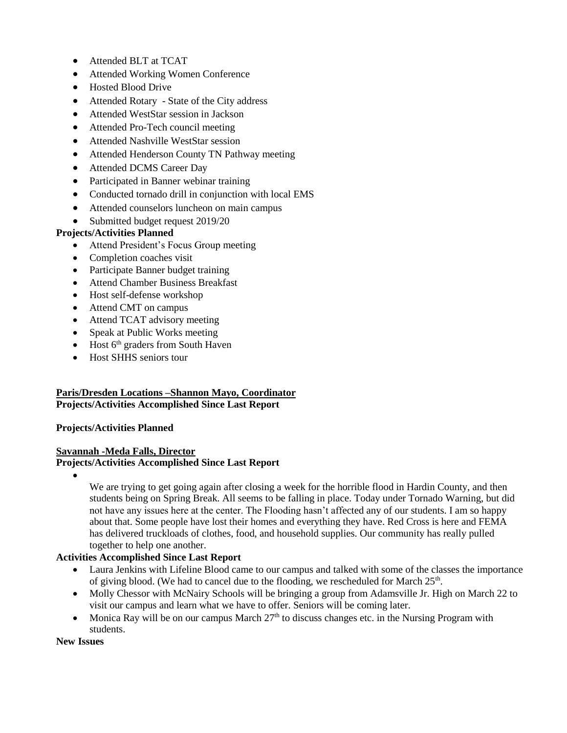- Attended BLT at TCAT
- Attended Working Women Conference
- Hosted Blood Drive
- Attended Rotary - State of the City address
- Attended WestStar session in Jackson
- Attended Pro-Tech council meeting
- Attended Nashville WestStar session
- Attended Henderson County TN Pathway meeting
- Attended DCMS Career Day
- Participated in Banner webinar training
- Conducted tornado drill in conjunction with local EMS
- Attended counselors luncheon on main campus
- Submitted budget request 2019/20

**Projects/Activities Planned**

- Attend President's Focus Group meeting
- Completion coaches visit
- Participate Banner budget training
- Attend Chamber Business Breakfast
- Host self-defense workshop
- Attend CMT on campus
- Attend TCAT advisory meeting
- Speak at Public Works meeting
- Host 6th graders from South Haven
- Host SHHS seniors tour

**Paris/Dresden Locations –Shannon Mayo, Coordinator**

**Projects/Activities Accomplished Since Last Report**

**Projects/Activities Planned**

**Savannah -Meda Falls, Director**

**Projects/Activities Accomplished Since Last Report**

- We are trying to get going again after closing a week for the horrible flood in Hardin County, and then students being on Spring Break. All seems to be falling in place. Today under Tornado Warning, but did not have any issues here at the center. The Flooding hasn't affected any of our students. I am so happy about that. Some people have lost their homes and everything they have. Red Cross is here and FEMA has delivered truckloads of clothes, food, and household supplies. Our community has really pulled together to help one another.

**Activities Accomplished Since Last Report**

- Laura Jenkins with Lifeline Blood came to our campus and talked with some of the classes the importance of giving blood. (We had to cancel due to the flooding, we rescheduled for March 25th.
- Molly Chessor with McNairy Schools will be bringing a group from Adamsville Jr. High on March 22 to visit our campus and learn what we have to offer. Seniors will be coming later.
- Monica Ray will be on our campus March 27th to discuss changes etc. in the Nursing Program with students.

**New Issues**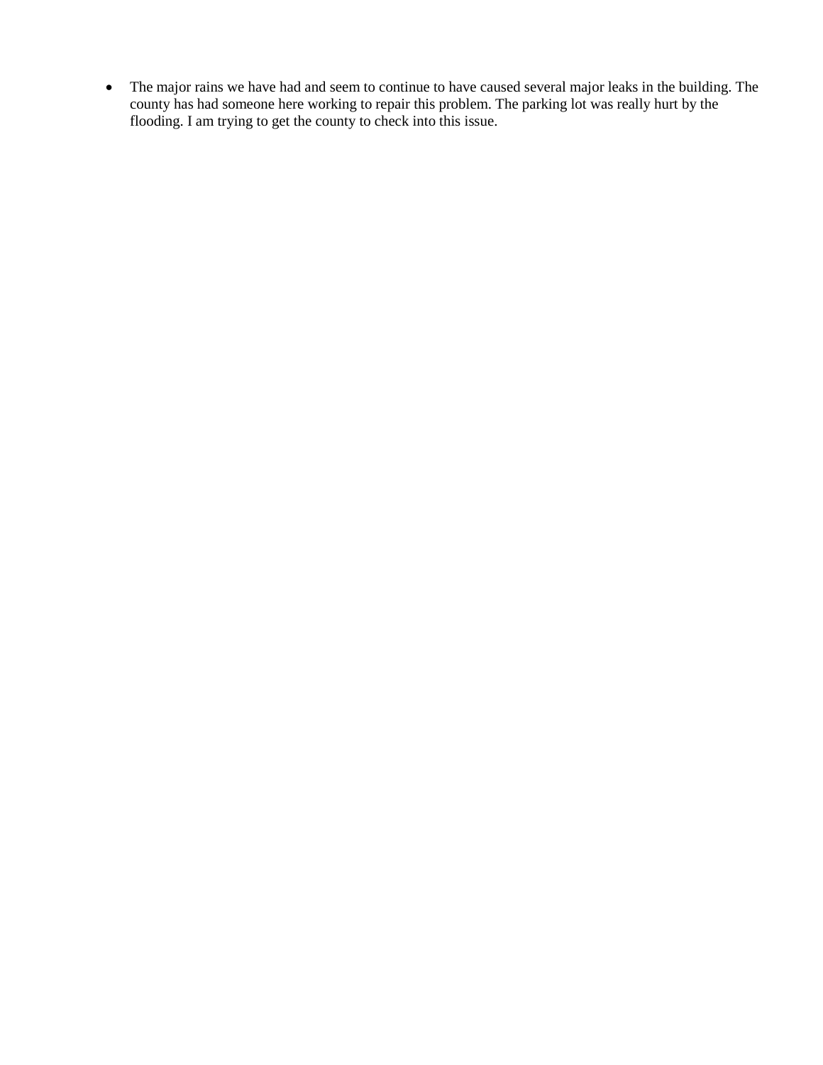- The major rains we have had and seem to continue to have caused several major leaks in the building. The county has had someone here working to repair this problem. The parking lot was really hurt by the flooding. I am trying to get the county to check into this issue.